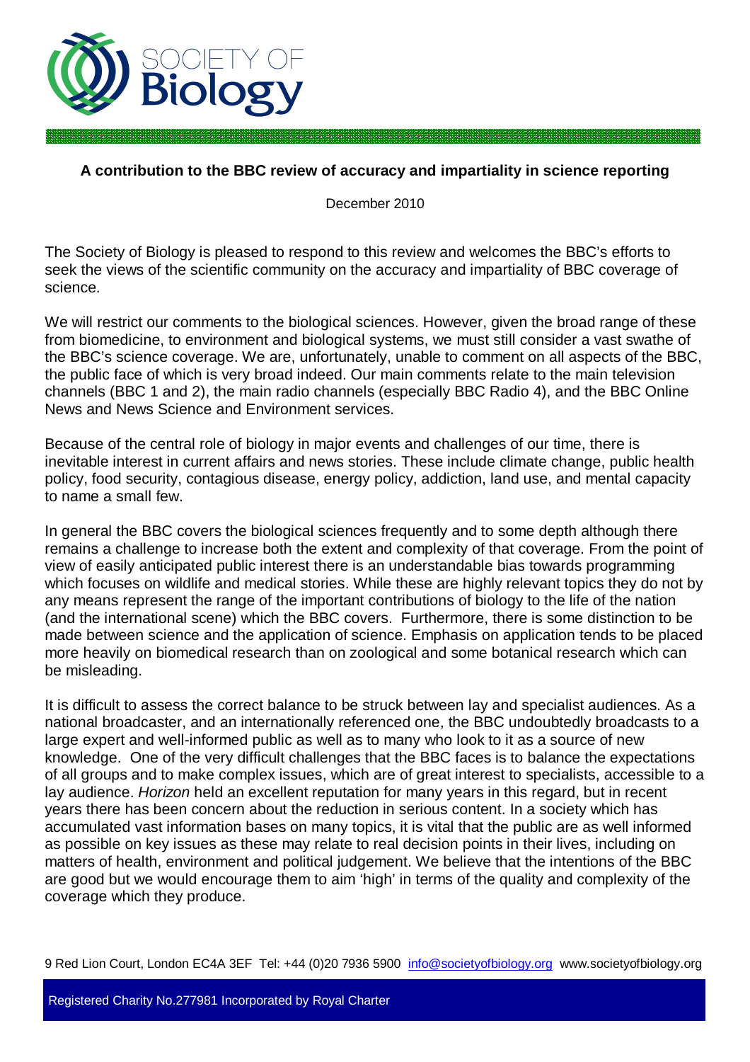SOCIETY OF Biology

**A contribution to the BBC review of accuracy and impartiality in science reporting**

December 2010

The Society of Biology is pleased to respond to this review and welcomes the BBC's efforts to seek the views of the scientific community on the accuracy and impartiality of BBC coverage of science.

We will restrict our comments to the biological sciences. However, given the broad range of these from biomedicine, to environment and biological systems, we must still consider a vast swathe of the BBC's science coverage. We are, unfortunately, unable to comment on all aspects of the BBC, the public face of which is very broad indeed. Our main comments relate to the main television channels (BBC 1 and 2), the main radio channels (especially BBC Radio 4), and the BBC Online News and News Science and Environment services.

Because of the central role of biology in major events and challenges of our time, there is inevitable interest in current affairs and news stories. These include climate change, public health policy, food security, contagious disease, energy policy, addiction, land use, and mental capacity to name a small few.

In general the BBC covers the biological sciences frequently and to some depth although there remains a challenge to increase both the extent and complexity of that coverage. From the point of view of easily anticipated public interest there is an understandable bias towards programming which focuses on wildlife and medical stories. While these are highly relevant topics they do not by any means represent the range of the important contributions of biology to the life of the nation (and the international scene) which the BBC covers. Furthermore, there is some distinction to be made between science and the application of science. Emphasis on application tends to be placed more heavily on biomedical research than on zoological and some botanical research which can be misleading.

It is difficult to assess the correct balance to be struck between lay and specialist audiences. As a national broadcaster, and an internationally referenced one, the BBC undoubtedly broadcasts to a large expert and well-informed public as well as to many who look to it as a source of new knowledge. One of the very difficult challenges that the BBC faces is to balance the expectations of all groups and to make complex issues, which are of great interest to specialists, accessible to a lay audience. *Horizon* held an excellent reputation for many years in this regard, but in recent years there has been concern about the reduction in serious content. In a society which has accumulated vast information bases on many topics, it is vital that the public are as well informed as possible on key issues as these may relate to real decision points in their lives, including on matters of health, environment and political judgement. We believe that the intentions of the BBC are good but we would encourage them to aim 'high' in terms of the quality and complexity of the coverage which they produce.

9 Red Lion Court, London EC4A 3EF Tel: +44 (0)20 7936 5900 info@societyofbiology.org www.societyofbiology.org

Registered Charity No.277981 Incorporated by Royal Charter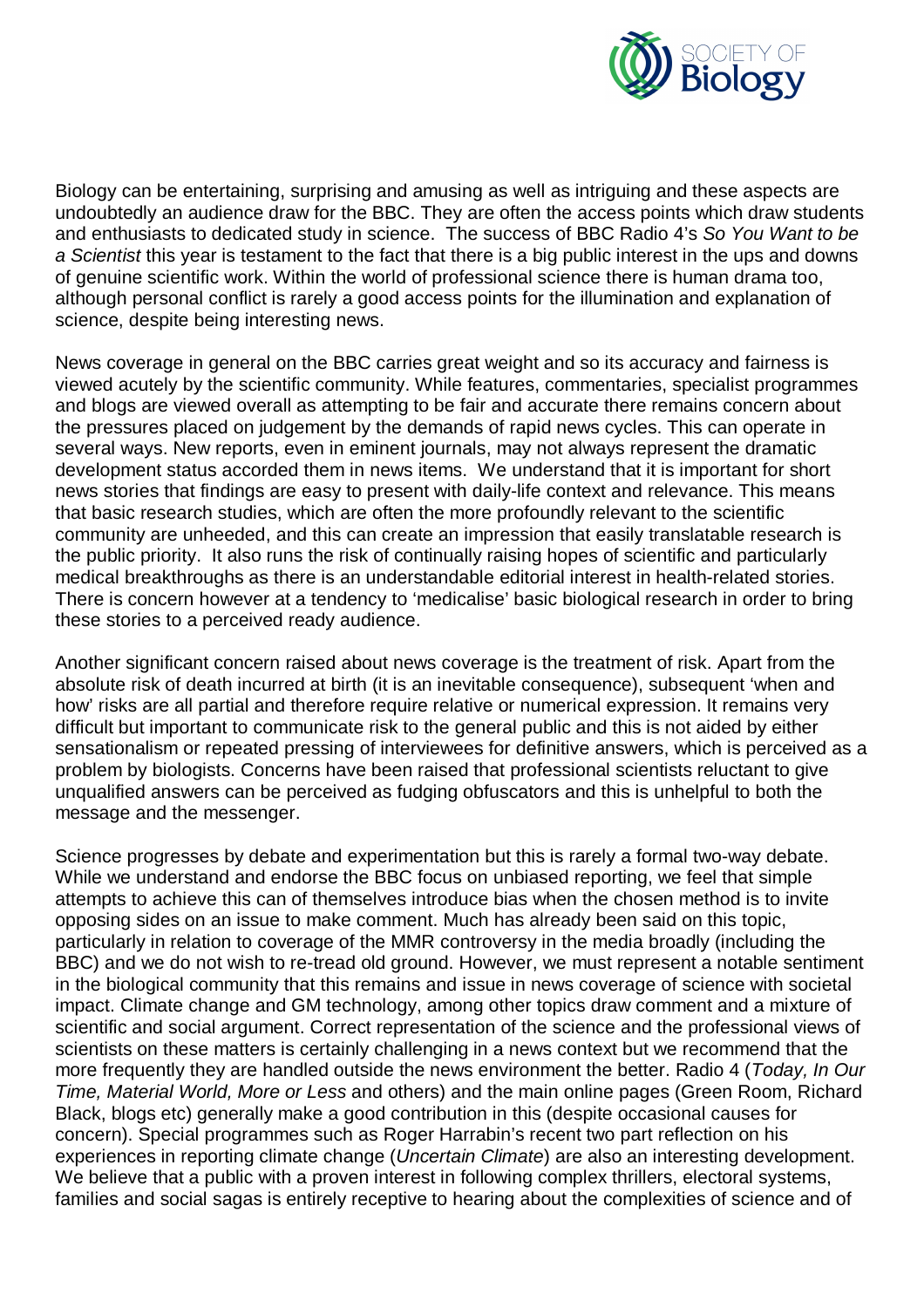Biology can be entertaining, surprising and amusing as well as intriguing and these aspects are undoubtedly an audience draw for the BBC. They are often the access points which draw students and enthusiasts to dedicated study in science. The success of BBC Radio 4's *So You Want to be a Scientist* this year is testament to the fact that there is a big public interest in the ups and downs of genuine scientific work. Within the world of professional science there is human drama too, although personal conflict is rarely a good access points for the illumination and explanation of science, despite being interesting news.

News coverage in general on the BBC carries great weight and so its accuracy and fairness is viewed acutely by the scientific community. While features, commentaries, specialist programmes and blogs are viewed overall as attempting to be fair and accurate there remains concern about the pressures placed on judgement by the demands of rapid news cycles. This can operate in several ways. New reports, even in eminent journals, may not always represent the dramatic development status accorded them in news items. We understand that it is important for short news stories that findings are easy to present with daily-life context and relevance. This means that basic research studies, which are often the more profoundly relevant to the scientific community are unheeded, and this can create an impression that easily translatable research is the public priority. It also runs the risk of continually raising hopes of scientific and particularly medical breakthroughs as there is an understandable editorial interest in health-related stories. There is concern however at a tendency to 'medicalise' basic biological research in order to bring these stories to a perceived ready audience.

Another significant concern raised about news coverage is the treatment of risk. Apart from the absolute risk of death incurred at birth (it is an inevitable consequence), subsequent 'when and how' risks are all partial and therefore require relative or numerical expression. It remains very difficult but important to communicate risk to the general public and this is not aided by either sensationalism or repeated pressing of interviewees for definitive answers, which is perceived as a problem by biologists. Concerns have been raised that professional scientists reluctant to give unqualified answers can be perceived as fudging obfuscators and this is unhelpful to both the message and the messenger.

Science progresses by debate and experimentation but this is rarely a formal two-way debate. While we understand and endorse the BBC focus on unbiased reporting, we feel that simple attempts to achieve this can of themselves introduce bias when the chosen method is to invite opposing sides on an issue to make comment. Much has already been said on this topic, particularly in relation to coverage of the MMR controversy in the media broadly (including the BBC) and we do not wish to re-tread old ground. However, we must represent a notable sentiment in the biological community that this remains and issue in news coverage of science with societal impact. Climate change and GM technology, among other topics draw comment and a mixture of scientific and social argument. Correct representation of the science and the professional views of scientists on these matters is certainly challenging in a news context but we recommend that the more frequently they are handled outside the news environment the better. Radio 4 (*Today, In Our Time, Material World, More or Less* and others) and the main online pages (Green Room, Richard Black, blogs etc) generally make a good contribution in this (despite occasional causes for concern). Special programmes such as Roger Harrabin's recent two part reflection on his experiences in reporting climate change (*Uncertain Climate*) are also an interesting development. We believe that a public with a proven interest in following complex thrillers, electoral systems, families and social sagas is entirely receptive to hearing about the complexities of science and of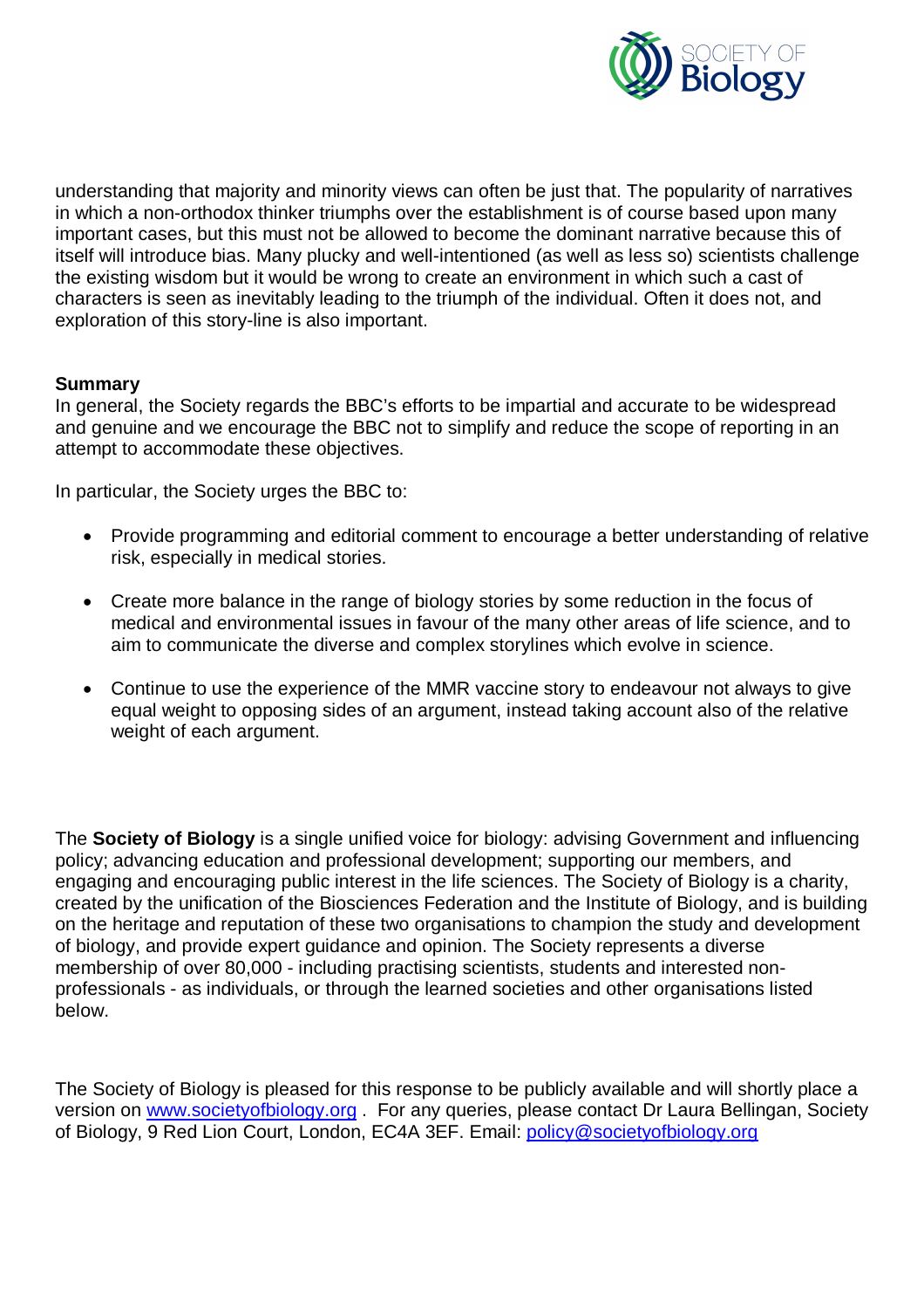understanding that majority and minority views can often be just that. The popularity of narratives in which a non-orthodox thinker triumphs over the establishment is of course based upon many important cases, but this must not be allowed to become the dominant narrative because this of itself will introduce bias. Many plucky and well-intentioned (as well as less so) scientists challenge the existing wisdom but it would be wrong to create an environment in which such a cast of characters is seen as inevitably leading to the triumph of the individual. Often it does not, and exploration of this story-line is also important.

**Summary**

In general, the Society regards the BBC's efforts to be impartial and accurate to be widespread and genuine and we encourage the BBC not to simplify and reduce the scope of reporting in an attempt to accommodate these objectives.

In particular, the Society urges the BBC to:

- Provide programming and editorial comment to encourage a better understanding of relative risk, especially in medical stories.
- Create more balance in the range of biology stories by some reduction in the focus of medical and environmental issues in favour of the many other areas of life science, and to aim to communicate the diverse and complex storylines which evolve in science.
- Continue to use the experience of the MMR vaccine story to endeavour not always to give equal weight to opposing sides of an argument, instead taking account also of the relative weight of each argument.

The **Society of Biology** is a single unified voice for biology: advising Government and influencing policy; advancing education and professional development; supporting our members, and engaging and encouraging public interest in the life sciences. The Society of Biology is a charity, created by the unification of the Biosciences Federation and the Institute of Biology, and is building on the heritage and reputation of these two organisations to champion the study and development of biology, and provide expert guidance and opinion. The Society represents a diverse membership of over 80,000 - including practising scientists, students and interested non-professionals - as individuals, or through the learned societies and other organisations listed below.

The Society of Biology is pleased for this response to be publicly available and will shortly place a version on [www.societyofbiology.org](http://www.societyofbiology.org) . For any queries, please contact Dr Laura Bellingan, Society of Biology, 9 Red Lion Court, London, EC4A 3EF. Email: [policy@societyofbiology.org](mailto:policy@societyofbiology.org)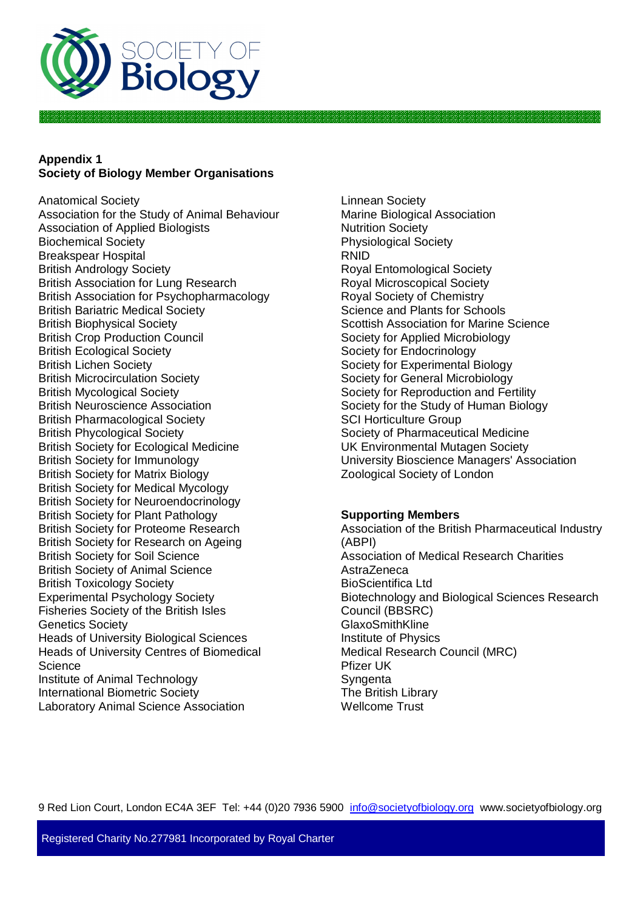**Appendix 1**
**Society of Biology Member Organisations**

Anatomical Society
Association for the Study of Animal Behaviour
Association of Applied Biologists
Biochemical Society
Breakspear Hospital
British Andrology Society
British Association for Lung Research
British Association for Psychopharmacology
British Bariatric Medical Society
British Biophysical Society
British Crop Production Council
British Ecological Society
British Lichen Society
British Microcirculation Society
British Mycological Society
British Neuroscience Association
British Pharmacological Society
British Phycological Society
British Society for Ecological Medicine
British Society for Immunology
British Society for Matrix Biology
British Society for Medical Mycology
British Society for Neuroendocrinology
British Society for Plant Pathology
British Society for Proteome Research
British Society for Research on Ageing
British Society for Soil Science
British Society of Animal Science
British Toxicology Society
Experimental Psychology Society
Fisheries Society of the British Isles
Genetics Society
Heads of University Biological Sciences
Heads of University Centres of Biomedical Science
Institute of Animal Technology
International Biometric Society
Laboratory Animal Science Association
Linnean Society
Marine Biological Association
Nutrition Society
Physiological Society
RNID
Royal Entomological Society
Royal Microscopical Society
Royal Society of Chemistry
Science and Plants for Schools
Scottish Association for Marine Science
Society for Applied Microbiology
Society for Endocrinology
Society for Experimental Biology
Society for General Microbiology
Society for Reproduction and Fertility
Society for the Study of Human Biology
SCI Horticulture Group
Society of Pharmaceutical Medicine
UK Environmental Mutagen Society
University Bioscience Managers' Association
Zoological Society of London

**Supporting Members**

Association of the British Pharmaceutical Industry (ABPI)
Association of Medical Research Charities
AstraZeneca
BioScientifica Ltd
Biotechnology and Biological Sciences Research Council (BBSRC)
GlaxoSmithKline
Institute of Physics
Medical Research Council (MRC)
Pfizer UK
Syngenta
The British Library
Wellcome Trust